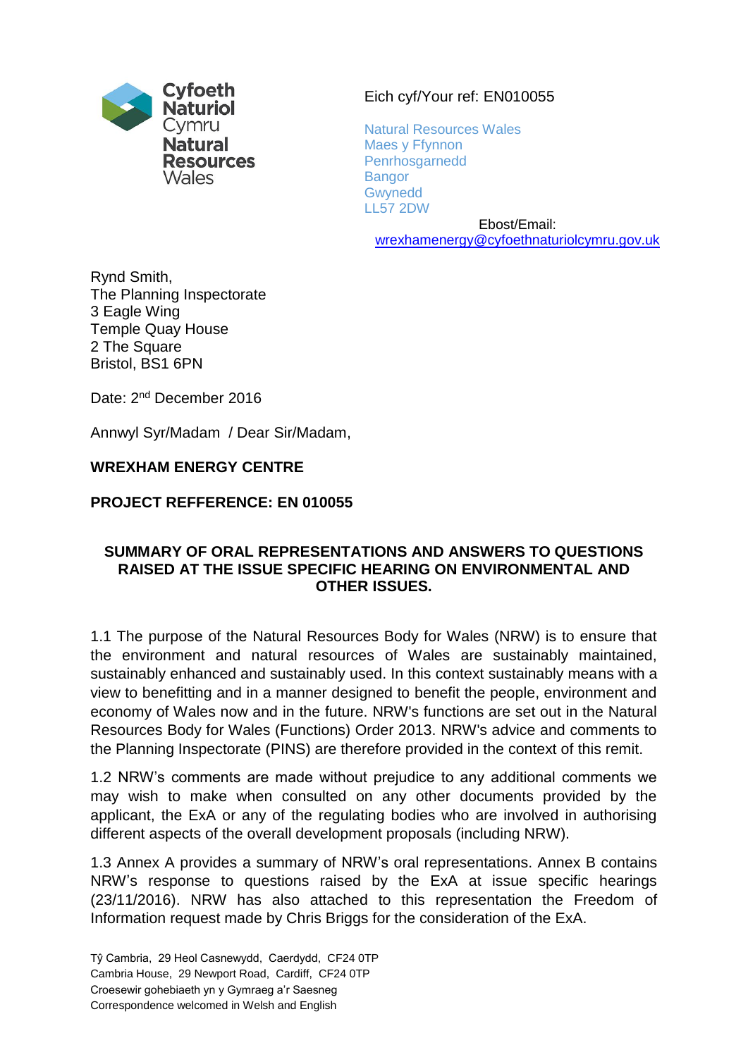Cyfoeth Naturiol Cymru
Natural Resources Wales

Eich cyf/Your ref: EN010055

Natural Resources Wales
Maes y Ffynnon
Penrhosgarnedd
Bangor
Gwynedd
LL57 2DW

Ebost/Email:
wrexhamenergy@cyfoethnaturiolcymru.gov.uk

Rynd Smith,
The Planning Inspectorate
3 Eagle Wing
Temple Quay House
2 The Square
Bristol, BS1 6PN

Date: 2nd December 2016

Annwyl Syr/Madam / Dear Sir/Madam,

**WREXHAM ENERGY CENTRE**

**PROJECT REFFERENCE: EN 010055**

**SUMMARY OF ORAL REPRESENTATIONS AND ANSWERS TO QUESTIONS RAISED AT THE ISSUE SPECIFIC HEARING ON ENVIRONMENTAL AND OTHER ISSUES.**

1.1 The purpose of the Natural Resources Body for Wales (NRW) is to ensure that the environment and natural resources of Wales are sustainably maintained, sustainably enhanced and sustainably used. In this context sustainably means with a view to benefitting and in a manner designed to benefit the people, environment and economy of Wales now and in the future. NRW's functions are set out in the Natural Resources Body for Wales (Functions) Order 2013. NRW's advice and comments to the Planning Inspectorate (PINS) are therefore provided in the context of this remit.

1.2 NRW's comments are made without prejudice to any additional comments we may wish to make when consulted on any other documents provided by the applicant, the ExA or any of the regulating bodies who are involved in authorising different aspects of the overall development proposals (including NRW).

1.3 Annex A provides a summary of NRW's oral representations. Annex B contains NRW's response to questions raised by the ExA at issue specific hearings (23/11/2016). NRW has also attached to this representation the Freedom of Information request made by Chris Briggs for the consideration of the ExA.

Tŷ Cambria, 29 Heol Casnewydd, Caerdydd, CF24 0TP
Cambria House, 29 Newport Road, Cardiff, CF24 0TP
Croesewir gohebiaeth yn y Gymraeg a'r Saesneg
Correspondence welcomed in Welsh and English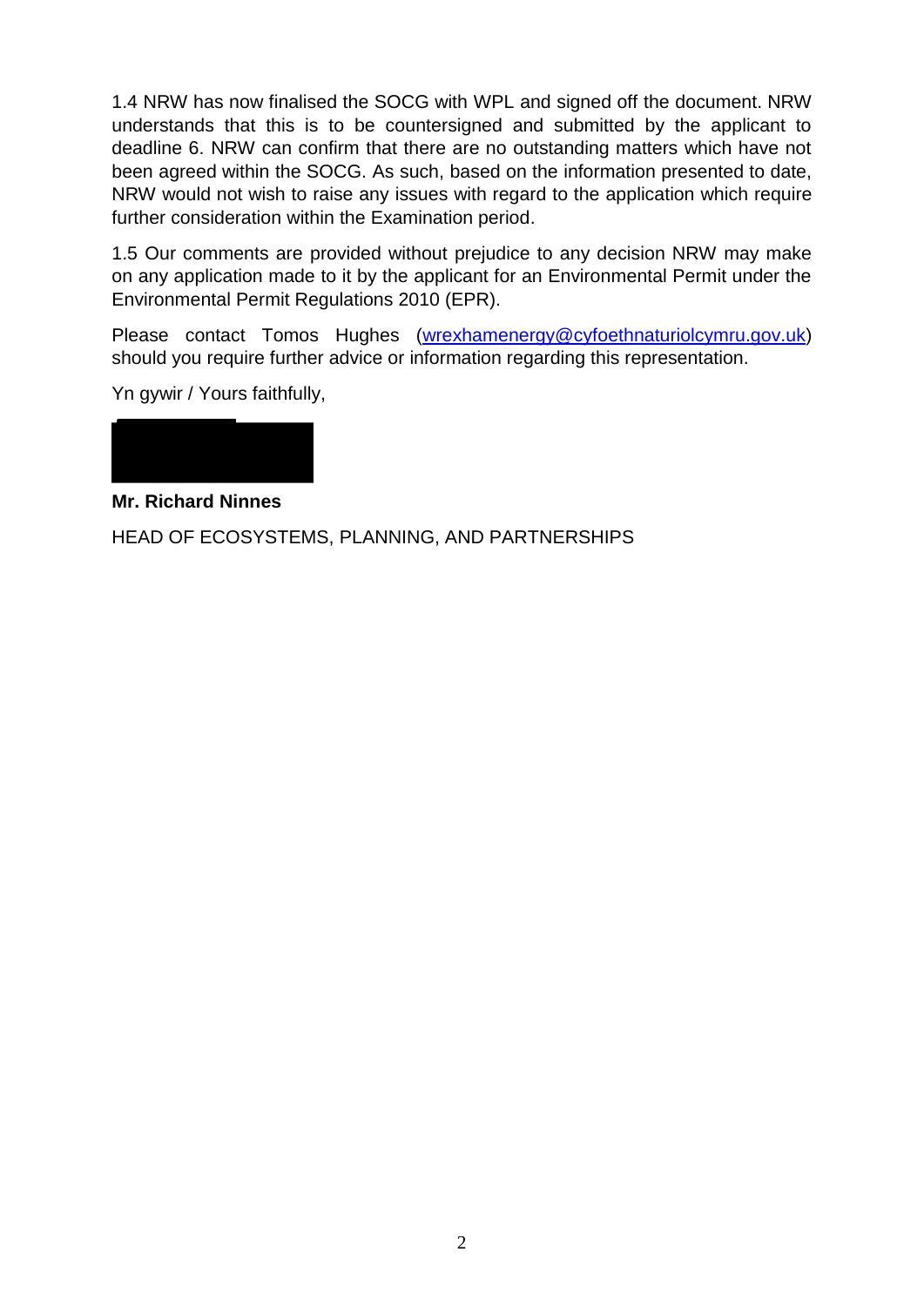1.4 NRW has now finalised the SOCG with WPL and signed off the document. NRW understands that this is to be countersigned and submitted by the applicant to deadline 6. NRW can confirm that there are no outstanding matters which have not been agreed within the SOCG. As such, based on the information presented to date, NRW would not wish to raise any issues with regard to the application which require further consideration within the Examination period.

1.5 Our comments are provided without prejudice to any decision NRW may make on any application made to it by the applicant for an Environmental Permit under the Environmental Permit Regulations 2010 (EPR).

Please contact Tomos Hughes (wrexhamenergy@cyfoethnaturiolcymru.gov.uk) should you require further advice or information regarding this representation.

Yn gywir / Yours faithfully,

**Mr. Richard Ninnes**

HEAD OF ECOSYSTEMS, PLANNING, AND PARTNERSHIPS